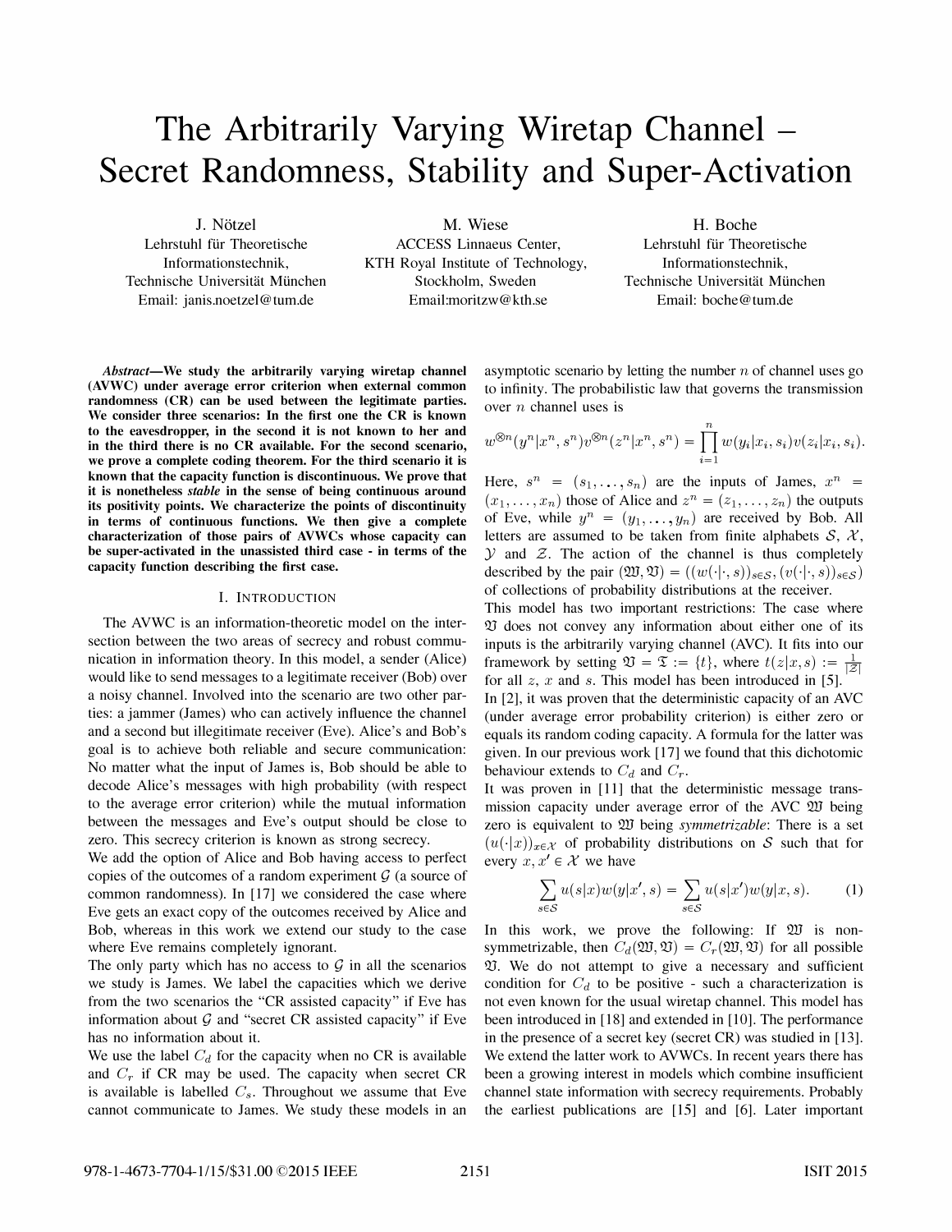# The Arbitrarily Varying Wiretap Channel – Secret Randomness, Stability and Super-Activation

J. Nötzel
Lehrstuhl für Theoretische Informationstechnik,
Technische Universität München
Email: janis.noetzel@tum.de

M. Wiese
ACCESS Linnaeus Center,
KTH Royal Institute of Technology,
Stockholm, Sweden
Email:moritzw@kth.se

H. Boche
Lehrstuhl für Theoretische Informationstechnik,
Technische Universität München
Email: boche@tum.de

***Abstract*—We study the arbitrarily varying wiretap channel (AVWC) under average error criterion when external common randomness (CR) can be used between the legitimate parties. We consider three scenarios: In the first one the CR is known to the eavesdropper, in the second it is not known to her and in the third there is no CR available. For the second scenario, we prove a complete coding theorem. For the third scenario it is known that the capacity function is discontinuous. We prove that it is nonetheless *stable* in the sense of being continuous around its positivity points. We characterize the points of discontinuity in terms of continuous functions. We then give a complete characterization of those pairs of AVWCs whose capacity can be super-activated in the unassisted third case - in terms of the capacity function describing the first case.**

## I. Introduction

The AVWC is an information-theoretic model on the intersection between the two areas of secrecy and robust communication in information theory. In this model, a sender (Alice) would like to send messages to a legitimate receiver (Bob) over a noisy channel. Involved into the scenario are two other parties: a jammer (James) who can actively influence the channel and a second but illegitimate receiver (Eve). Alice's and Bob's goal is to achieve both reliable and secure communication: No matter what the input of James is, Bob should be able to decode Alice's messages with high probability (with respect to the average error criterion) while the mutual information between the messages and Eve's output should be close to zero. This secrecy criterion is known as strong secrecy.

We add the option of Alice and Bob having access to perfect copies of the outcomes of a random experiment $\mathcal{G}$ (a source of common randomness). In [17] we considered the case where Eve gets an exact copy of the outcomes received by Alice and Bob, whereas in this work we extend our study to the case where Eve remains completely ignorant.

The only party which has no access to $\mathcal{G}$ in all the scenarios we study is James. We label the capacities which we derive from the two scenarios the "CR assisted capacity" if Eve has information about $\mathcal{G}$ and "secret CR assisted capacity" if Eve has no information about it.

We use the label $C_d$ for the capacity when no CR is available and $C_r$ if CR may be used. The capacity when secret CR is available is labelled $C_s$. Throughout we assume that Eve cannot communicate to James. We study these models in an asymptotic scenario by letting the number $n$ of channel uses go to infinity. The probabilistic law that governs the transmission over $n$ channel uses is

$$w^{\otimes n}(y^n|x^n, s^n)v^{\otimes n}(z^n|x^n, s^n) = \prod_{i=1}^{n} w(y_i|x_i, s_i)v(z_i|x_i, s_i).$$

Here, $s^n = (s_1, \ldots, s_n)$ are the inputs of James, $x^n = (x_1, \ldots, x_n)$ those of Alice and $z^n = (z_1, \ldots, z_n)$ the outputs of Eve, while $y^n = (y_1, \ldots, y_n)$ are received by Bob. All letters are assumed to be taken from finite alphabets $\mathcal{S}$, $\mathcal{X}$, $\mathcal{Y}$ and $\mathcal{Z}$. The action of the channel is thus completely described by the pair $(\mathfrak{W}, \mathfrak{V}) = ((w(\cdot|\cdot, s))_{s\in\mathcal{S}}, (v(\cdot|\cdot, s))_{s\in\mathcal{S}})$ of collections of probability distributions at the receiver.

This model has two important restrictions: The case where $\mathfrak{V}$ does not convey any information about either one of its inputs is the arbitrarily varying channel (AVC). It fits into our framework by setting $\mathfrak{V} = \mathfrak{T} := \{t\}$, where $t(z|x, s) := \frac{1}{|\mathcal{Z}|}$ for all $z$, $x$ and $s$. This model has been introduced in [5].

In [2], it was proven that the deterministic capacity of an AVC (under average error probability criterion) is either zero or equals its random coding capacity. A formula for the latter was given. In our previous work [17] we found that this dichotomic behaviour extends to $C_d$ and $C_r$.

It was proven in [11] that the deterministic message transmission capacity under average error of the AVC $\mathfrak{W}$ being zero is equivalent to $\mathfrak{W}$ being *symmetrizable*: There is a set $(u(\cdot|x))_{x\in\mathcal{X}}$ of probability distributions on $\mathcal{S}$ such that for every $x, x' \in \mathcal{X}$ we have

$$\sum_{s\in\mathcal{S}} u(s|x)w(y|x', s) = \sum_{s\in\mathcal{S}} u(s|x')w(y|x, s). \tag{1}$$

In this work, we prove the following: If $\mathfrak{W}$ is non-symmetrizable, then $C_d(\mathfrak{W}, \mathfrak{V}) = C_r(\mathfrak{W}, \mathfrak{V})$ for all possible $\mathfrak{V}$. We do not attempt to give a necessary and sufficient condition for $C_d$ to be positive - such a characterization is not even known for the usual wiretap channel. This model has been introduced in [18] and extended in [10]. The performance in the presence of a secret key (secret CR) was studied in [13]. We extend the latter work to AVWCs. In recent years there has been a growing interest in models which combine insufficient channel state information with secrecy requirements. Probably the earliest publications are [15] and [6]. Later important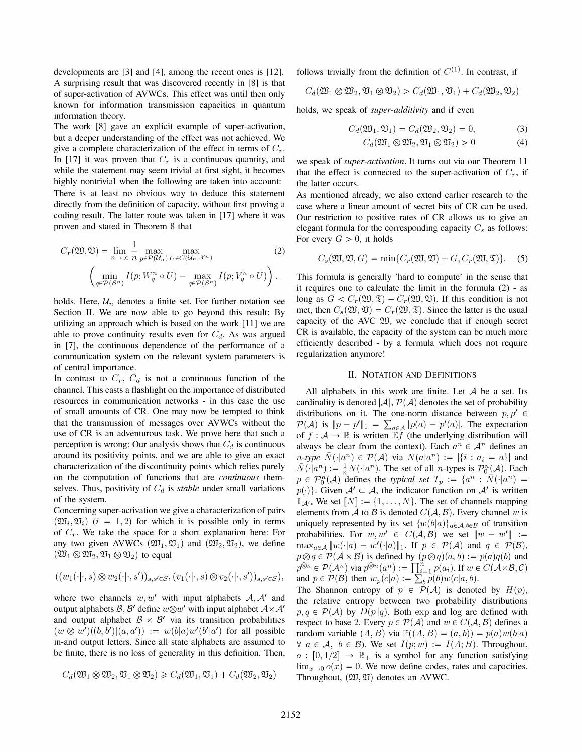developments are [3] and [4], among the recent ones is [12]. A surprising result that was discovered recently in [8] is that of super-activation of AVWCs. This effect was until then only known for information transmission capacities in quantum information theory.

The work [8] gave an explicit example of super-activation, but a deeper understanding of the effect was not achieved. We give a complete characterization of the effect in terms of $C_r$. In [17] it was proven that $C_r$ is a continuous quantity, and while the statement may seem trivial at first sight, it becomes highly nontrivial when the following are taken into account: There is at least no obvious way to deduce this statement directly from the definition of capacity, without first proving a coding result. The latter route was taken in [17] where it was proven and stated in Theorem 8 that

$$C_r(\mathfrak{W},\mathfrak{V}) = \lim_{n\to\infty}\frac{1}{n}\max_{p\in\mathcal{P}(\mathcal{U}_n)}\max_{U\in C(\mathcal{U}_n,\mathcal{X}^n)} \left(\min_{q\in\mathcal{P}(\mathcal{S}^n)} I(p;W_q^n\circ U) - \max_{q\in\mathcal{P}(\mathcal{S}^n)} I(p;V_q^n\circ U)\right). \quad (2)$$

holds. Here, $\mathcal{U}_n$ denotes a finite set. For further notation see Section II. We are now able to go beyond this result: By utilizing an approach which is based on the work [11] we are able to prove continuity results even for $C_d$. As was argued in [7], the continuous dependence of the performance of a communication system on the relevant system parameters is of central importance.

In contrast to $C_r$, $C_d$ is not a continuous function of the channel. This casts a flashlight on the importance of distributed resources in communication networks - in this case the use of small amounts of CR. One may now be tempted to think that the transmission of messages over AVWCs without the use of CR is an adventurous task. We prove here that such a perception is wrong: Our analysis shows that $C_d$ is continuous around its positivity points, and we are able to give an exact characterization of the discontinuity points which relies purely on the computation of functions that are *continuous* themselves. Thus, positivity of $C_d$ is *stable* under small variations of the system.

Concerning super-activation we give a characterization of pairs $(\mathfrak{W}_i,\mathfrak{V}_i)$ $(i=1,2)$ for which it is possible only in terms of $C_r$. We take the space for a short explanation here: For any two given AVWCs $(\mathfrak{W}_1,\mathfrak{V}_1)$ and $(\mathfrak{W}_2,\mathfrak{V}_2)$, we define $(\mathfrak{W}_1\otimes\mathfrak{W}_2,\mathfrak{V}_1\otimes\mathfrak{V}_2)$ to equal

$$((w_1(\cdot|\cdot,s)\otimes w_2(\cdot|\cdot,s'))_{s,s'\in\mathcal{S}},(v_1(\cdot|\cdot,s)\otimes v_2(\cdot|\cdot,s'))_{s,s'\in\mathcal{S}}),$$

where two channels $w,w'$ with input alphabets $\mathcal{A},\mathcal{A}'$ and output alphabets $\mathcal{B},\mathcal{B}'$ define $w\otimes w'$ with input alphabet $\mathcal{A}\times\mathcal{A}'$ and output alphabet $\mathcal{B}\times\mathcal{B}'$ via transition probabilities $(w\otimes w')((b,b')|(a,a')) := w(b|a)w'(b'|a')$ for all possible in-and output letters. Since all state alphabets are assumed to be finite, there is no loss of generality in this definition. Then,

$$C_d(\mathfrak{W}_1\otimes\mathfrak{W}_2,\mathfrak{V}_1\otimes\mathfrak{V}_2) \geqslant C_d(\mathfrak{W}_1,\mathfrak{V}_1)+C_d(\mathfrak{W}_2,\mathfrak{V}_2)$$

follows trivially from the definition of $C^{(1)}$. In contrast, if

$$C_d(\mathfrak{W}_1\otimes\mathfrak{W}_2,\mathfrak{V}_1\otimes\mathfrak{V}_2) > C_d(\mathfrak{W}_1,\mathfrak{V}_1)+C_d(\mathfrak{W}_2,\mathfrak{V}_2)$$

holds, we speak of *super-additivity* and if even

$$C_d(\mathfrak{W}_1,\mathfrak{V}_1) = C_d(\mathfrak{W}_2,\mathfrak{V}_2) = 0, \quad (3)$$

$$C_d(\mathfrak{W}_1\otimes\mathfrak{W}_2,\mathfrak{V}_1\otimes\mathfrak{V}_2) > 0 \quad (4)$$

we speak of *super-activation*. It turns out via our Theorem 11 that the effect is connected to the super-activation of $C_r$, if the latter occurs.

As mentioned already, we also extend earlier research to the case where a linear amount of secret bits of CR can be used. Our restriction to positive rates of CR allows us to give an elegant formula for the corresponding capacity $C_s$ as follows: For every $G>0$, it holds

$$C_s(\mathfrak{W},\mathfrak{V},G) = \min\{C_r(\mathfrak{W},\mathfrak{V})+G, C_r(\mathfrak{W},\mathfrak{T})\}. \quad (5)$$

This formula is generally 'hard to compute' in the sense that it requires one to calculate the limit in the formula (2) - as long as $G < C_r(\mathfrak{W},\mathfrak{T}) - C_r(\mathfrak{W},\mathfrak{V})$. If this condition is not met, then $C_s(\mathfrak{W},\mathfrak{V}) = C_r(\mathfrak{W},\mathfrak{T})$. Since the latter is the usual capacity of the AVC $\mathfrak{W}$, we conclude that if enough secret CR is available, the capacity of the system can be much more efficiently described - by a formula which does not require regularization anymore!

## II. Notation and Definitions

All alphabets in this work are finite. Let $\mathcal{A}$ be a set. Its cardinality is denoted $|\mathcal{A}|$, $\mathcal{P}(\mathcal{A})$ denotes the set of probability distributions on it. The one-norm distance between $p,p'\in\mathcal{P}(\mathcal{A})$ is $\|p-p'\|_1 = \sum_{a\in\mathcal{A}}|p(a)-p'(a)|$. The expectation of $f:\mathcal{A}\to\mathbb{R}$ is written $\mathbb{E}f$ (the underlying distribution will always be clear from the context). Each $a^n\in\mathcal{A}^n$ defines an *n-type* $\bar{N}(\cdot|a^n)\in\mathcal{P}(\mathcal{A})$ via $N(a|a^n) := |\{i: a_i = a\}|$ and $\bar{N}(\cdot|a^n) := \frac{1}{n}N(\cdot|a^n)$. The set of all $n$-types is $\mathcal{P}_0^n(\mathcal{A})$. Each $p\in\mathcal{P}_0^n(\mathcal{A})$ defines the *typical set* $T_p := \{a^n : \bar{N}(\cdot|a^n) = p(\cdot)\}$. Given $\mathcal{A}'\subset\mathcal{A}$, the indicator function on $\mathcal{A}'$ is written $\mathbb{1}_{\mathcal{A}'}$. We set $[N] := \{1,\ldots,N\}$. The set of channels mapping elements from $\mathcal{A}$ to $\mathcal{B}$ is denoted $C(\mathcal{A},\mathcal{B})$. Every channel $w$ is uniquely represented by its set $\{w(b|a)\}_{a\in\mathcal{A},b\in\mathcal{B}}$ of transition probabilities. For $w,w'\in C(\mathcal{A},\mathcal{B})$ we set $\|w-w'\| := \max_{a\in\mathcal{A}}\|w(\cdot|a)-w'(\cdot|a)\|_1$. If $p\in\mathcal{P}(\mathcal{A})$ and $q\in\mathcal{P}(\mathcal{B})$, $p\otimes q\in\mathcal{P}(\mathcal{A}\times\mathcal{B})$ is defined by $(p\otimes q)(a,b) := p(a)q(b)$ and $p^{\otimes n}\in\mathcal{P}(\mathcal{A}^n)$ via $p^{\otimes n}(a^n) := \prod_{i=1}^n p(a_i)$. If $w\in C(\mathcal{A}\times\mathcal{B},\mathcal{C})$ and $p\in\mathcal{P}(\mathcal{B})$ then $w_p(c|a) := \sum_b p(b)w(c|a,b)$.

The Shannon entropy of $p\in\mathcal{P}(\mathcal{A})$ is denoted by $H(p)$, the relative entropy between two probability distributions $p,q\in\mathcal{P}(\mathcal{A})$ by $D(p\|q)$. Both $\exp$ and $\log$ are defined with respect to base 2. Every $p\in\mathcal{P}(\mathcal{A})$ and $w\in C(\mathcal{A},\mathcal{B})$ defines a random variable $(A,B)$ via $\mathbb{P}((A,B)=(a,b)) = p(a)w(b|a)$ $\forall\ a\in\mathcal{A},\ b\in\mathcal{B}$). We set $I(p;w) := I(A;B)$. Throughout, $o:[0,1/2]\to\mathbb{R}_+$ is a symbol for any function satisfying $\lim_{x\to 0}o(x) = 0$. We now define codes, rates and capacities. Throughout, $(\mathfrak{W},\mathfrak{V})$ denotes an AVWC.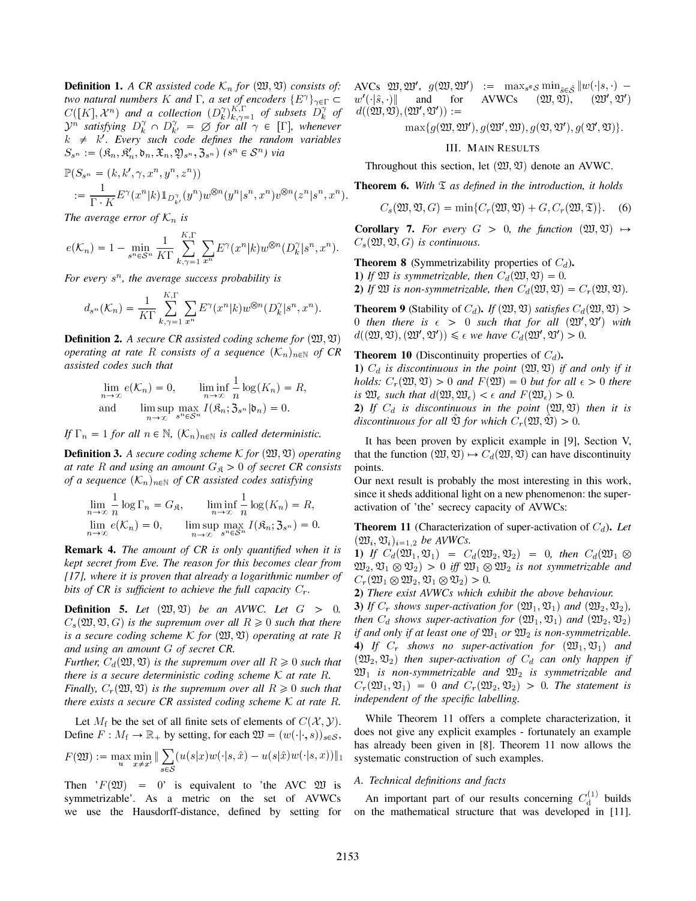**Definition 1.** *A CR assisted code $\mathcal{K}_n$ for $(\mathfrak{W}, \mathfrak{V})$ consists of: two natural numbers $K$ and $\Gamma$, a set of encoders $\{E^\gamma\}_{\gamma\in\Gamma} \subset C([K], \mathcal{X}^n)$ and a collection $(D_k^\gamma)_{k,\gamma=1}^{K,\Gamma}$ of subsets $D_k^\gamma$ of $\mathcal{Y}^n$ satisfying $D_k^\gamma \cap D_{k'}^\gamma = \emptyset$ for all $\gamma \in [\Gamma]$, whenever $k \neq k'$. Every such code defines the random variables $S_{s^n} := (\mathfrak{K}_n, \mathfrak{K}_n', \mathfrak{b}_n, \mathfrak{X}_n, \mathfrak{Y}_{s^n}, \mathfrak{Z}_{s^n})$ ($s^n \in \mathcal{S}^n$) via*

$$\mathbb{P}(S_{s^n} = (k, k', \gamma, x^n, y^n, z^n))$$
$$:= \frac{1}{\Gamma\cdot K} E^\gamma(x^n|k)\mathbb{1}_{D_{k'}^\gamma}(y^n) w^{\otimes n}(y^n|s^n, x^n) v^{\otimes n}(z^n|s^n, x^n).$$

*The average error of $\mathcal{K}_n$ is*

$$e(\mathcal{K}_n) = 1 - \min_{s^n\in\mathcal{S}^n} \frac{1}{K\Gamma}\sum_{k,\gamma=1}^{K,\Gamma}\sum_{x^n} E^\gamma(x^n|k) w^{\otimes n}(D_k^\gamma|s^n, x^n).$$

*For every $s^n$, the average success probability is*

$$d_{s^n}(\mathcal{K}_n) = \frac{1}{K\Gamma}\sum_{k,\gamma=1}^{K,\Gamma}\sum_{x^n} E^\gamma(x^n|k) w^{\otimes n}(D_k^\gamma|s^n, x^n).$$

**Definition 2.** *A secure CR assisted coding scheme for $(\mathfrak{W}, \mathfrak{V})$ operating at rate $R$ consists of a sequence $(\mathcal{K}_n)_{n\in\mathbb{N}}$ of CR assisted codes such that*

$$\lim_{n\to\infty} e(\mathcal{K}_n) = 0, \qquad \liminf_{n\to\infty}\frac{1}{n}\log(K_n) = R,$$
$$\text{and} \qquad \limsup_{n\to\infty}\max_{s^n\in\mathcal{S}^n} I(\mathfrak{K}_n; \mathfrak{Z}_{s^n}|\mathfrak{b}_n) = 0.$$

*If $\Gamma_n = 1$ for all $n \in \mathbb{N}$, $(\mathcal{K}_n)_{n\in\mathbb{N}}$ is called deterministic.*

**Definition 3.** *A secure coding scheme $\mathcal{K}$ for $(\mathfrak{W}, \mathfrak{V})$ operating at rate $R$ and using an amount $G_{\mathfrak{K}} > 0$ of secret CR consists of a sequence $(\mathcal{K}_n)_{n\in\mathbb{N}}$ of CR assisted codes satisfying*

$$\lim_{n\to\infty}\frac{1}{n}\log\Gamma_n = G_{\mathfrak{K}}, \qquad \liminf_{n\to\infty}\frac{1}{n}\log(K_n) = R,$$
$$\lim_{n\to\infty} e(\mathcal{K}_n) = 0, \qquad \limsup_{n\to\infty}\max_{s^n\in\mathcal{S}^n} I(\mathfrak{K}_n; \mathfrak{Z}_{s^n}) = 0.$$

**Remark 4.** *The amount of CR is only quantified when it is kept secret from Eve. The reason for this becomes clear from [17], where it is proven that already a logarithmic number of bits of CR is sufficient to achieve the full capacity $C_r$.*

**Definition 5.** *Let $(\mathfrak{W}, \mathfrak{V})$ be an AVWC. Let $G > 0$. $C_s(\mathfrak{W}, \mathfrak{V}, G)$ is the supremum over all $R \geqslant 0$ such that there is a secure coding scheme $\mathcal{K}$ for $(\mathfrak{W}, \mathfrak{V})$ operating at rate $R$ and using an amount $G$ of secret CR.*
*Further, $C_d(\mathfrak{W}, \mathfrak{V})$ is the supremum over all $R \geqslant 0$ such that there is a secure deterministic coding scheme $\mathcal{K}$ at rate $R$.*
*Finally, $C_r(\mathfrak{W}, \mathfrak{V})$ is the supremum over all $R \geqslant 0$ such that there exists a secure CR assisted coding scheme $\mathcal{K}$ at rate $R$.*

Let $M_{\mathrm{f}}$ be the set of all finite sets of elements of $C(\mathcal{X}, \mathcal{Y})$. Define $F : M_{\mathrm{f}} \to \mathbb{R}_+$ by setting, for each $\mathfrak{W} = (w(\cdot|\cdot, s))_{s\in\mathcal{S}}$,

$$F(\mathfrak{W}) := \max_u \min_{x\neq x'} \|\sum_{s\in\mathcal{S}}(u(s|x)w(\cdot|s, \hat{x}) - u(s|\hat{x})w(\cdot|s, x))\|_1$$

Then '$F(\mathfrak{W}) = 0$' is equivalent to 'the AVC $\mathfrak{W}$ is symmetrizable'. As a metric on the set of AVWCs we use the Hausdorff-distance, defined by setting for AVCs $\mathfrak{W}, \mathfrak{W}'$, $g(\mathfrak{W}, \mathfrak{W}') := \max_{s\in\mathcal{S}}\min_{\hat{s}\in\hat{\mathcal{S}}}\|w(\cdot|s, \cdot) - w'(\cdot|\hat{s}, \cdot)\|$ and for AVWCs $(\mathfrak{W}, \mathfrak{V})$, $(\mathfrak{W}', \mathfrak{V}')$ $d((\mathfrak{W}, \mathfrak{V}), (\mathfrak{W}', \mathfrak{V}')) :=$

$$\max\{g(\mathfrak{W}, \mathfrak{W}'), g(\mathfrak{W}', \mathfrak{W}), g(\mathfrak{V}, \mathfrak{V}'), g(\mathfrak{V}', \mathfrak{V})\}.$$

## III. Main Results

Throughout this section, let $(\mathfrak{W}, \mathfrak{V})$ denote an AVWC.

**Theorem 6.** *With $\mathfrak{T}$ as defined in the introduction, it holds*

$$C_s(\mathfrak{W}, \mathfrak{V}, G) = \min\{C_r(\mathfrak{W}, \mathfrak{V}) + G, C_r(\mathfrak{W}, \mathfrak{T})\}. \quad (6)$$

**Corollary 7.** *For every $G > 0$, the function $(\mathfrak{W}, \mathfrak{V}) \mapsto C_s(\mathfrak{W}, \mathfrak{V}, G)$ is continuous.*

**Theorem 8** (Symmetrizability properties of $C_d$)**.**
**1)** *If $\mathfrak{W}$ is symmetrizable, then $C_d(\mathfrak{W}, \mathfrak{V}) = 0$.*
**2)** *If $\mathfrak{W}$ is non-symmetrizable, then $C_d(\mathfrak{W}, \mathfrak{V}) = C_r(\mathfrak{W}, \mathfrak{V})$.*

**Theorem 9** (Stability of $C_d$)**.** *If $(\mathfrak{W}, \mathfrak{V})$ satisfies $C_d(\mathfrak{W}, \mathfrak{V}) > 0$ then there is $\epsilon > 0$ such that for all $(\mathfrak{W}', \mathfrak{V}')$ with $d((\mathfrak{W}, \mathfrak{V}), (\mathfrak{W}', \mathfrak{V}')) \leqslant \epsilon$ we have $C_d(\mathfrak{W}', \mathfrak{V}') > 0$.*

**Theorem 10** (Discontinuity properties of $C_d$)**.**
**1)** *$C_d$ is discontinuous in the point $(\mathfrak{W}, \mathfrak{V})$ if and only if it holds: $C_r(\mathfrak{W}, \mathfrak{V}) > 0$ and $F(\mathfrak{W}) = 0$ but for all $\epsilon > 0$ there is $\mathfrak{W}_\epsilon$ such that $d(\mathfrak{W}, \mathfrak{W}_\epsilon) < \epsilon$ and $F(\mathfrak{W}_\epsilon) > 0$.*
**2)** *If $C_d$ is discontinuous in the point $(\mathfrak{W}, \mathfrak{V})$ then it is discontinuous for all $\hat{\mathfrak{V}}$ for which $C_r(\mathfrak{W}, \hat{\mathfrak{V}}) > 0$.*

It has been proven by explicit example in [9], Section V, that the function $(\mathfrak{W}, \mathfrak{V}) \mapsto C_d(\mathfrak{W}, \mathfrak{V})$ can have discontinuity points.
Our next result is probably the most interesting in this work, since it sheds additional light on a new phenomenon: the super-activation of 'the' secrecy capacity of AVWCs:

**Theorem 11** (Characterization of super-activation of $C_d$)**.** *Let $(\mathfrak{W}_i, \mathfrak{V}_i)_{i=1,2}$ be AVWCs.*
**1)** *If $C_d(\mathfrak{W}_1, \mathfrak{V}_1) = C_d(\mathfrak{W}_2, \mathfrak{V}_2) = 0$, then $C_d(\mathfrak{W}_1 \otimes \mathfrak{W}_2, \mathfrak{V}_1 \otimes \mathfrak{V}_2) > 0$ iff $\mathfrak{W}_1 \otimes \mathfrak{W}_2$ is not symmetrizable and $C_r(\mathfrak{W}_1 \otimes \mathfrak{W}_2, \mathfrak{V}_1 \otimes \mathfrak{V}_2) > 0$.*
**2)** *There exist AVWCs which exhibit the above behaviour.*
**3)** *If $C_r$ shows super-activation for $(\mathfrak{W}_1, \mathfrak{V}_1)$ and $(\mathfrak{W}_2, \mathfrak{V}_2)$, then $C_d$ shows super-activation for $(\mathfrak{W}_1, \mathfrak{V}_1)$ and $(\mathfrak{W}_2, \mathfrak{V}_2)$ if and only if at least one of $\mathfrak{W}_1$ or $\mathfrak{W}_2$ is non-symmetrizable.*
**4)** *If $C_r$ shows no super-activation for $(\mathfrak{W}_1, \mathfrak{V}_1)$ and $(\mathfrak{W}_2, \mathfrak{V}_2)$ then super-activation of $C_d$ can only happen if $\mathfrak{W}_1$ is non-symmetrizable and $\mathfrak{W}_2$ is symmetrizable and $C_r(\mathfrak{W}_1, \mathfrak{V}_1) = 0$ and $C_r(\mathfrak{W}_2, \mathfrak{V}_2) > 0$. The statement is independent of the specific labelling.*

While Theorem 11 offers a complete characterization, it does not give any explicit examples - fortunately an example has already been given in [8]. Theorem 11 now allows the systematic construction of such examples.

### A. Technical definitions and facts

An important part of our results concerning $C_{\mathrm{d}}^{(1)}$ builds on the mathematical structure that was developed in [11].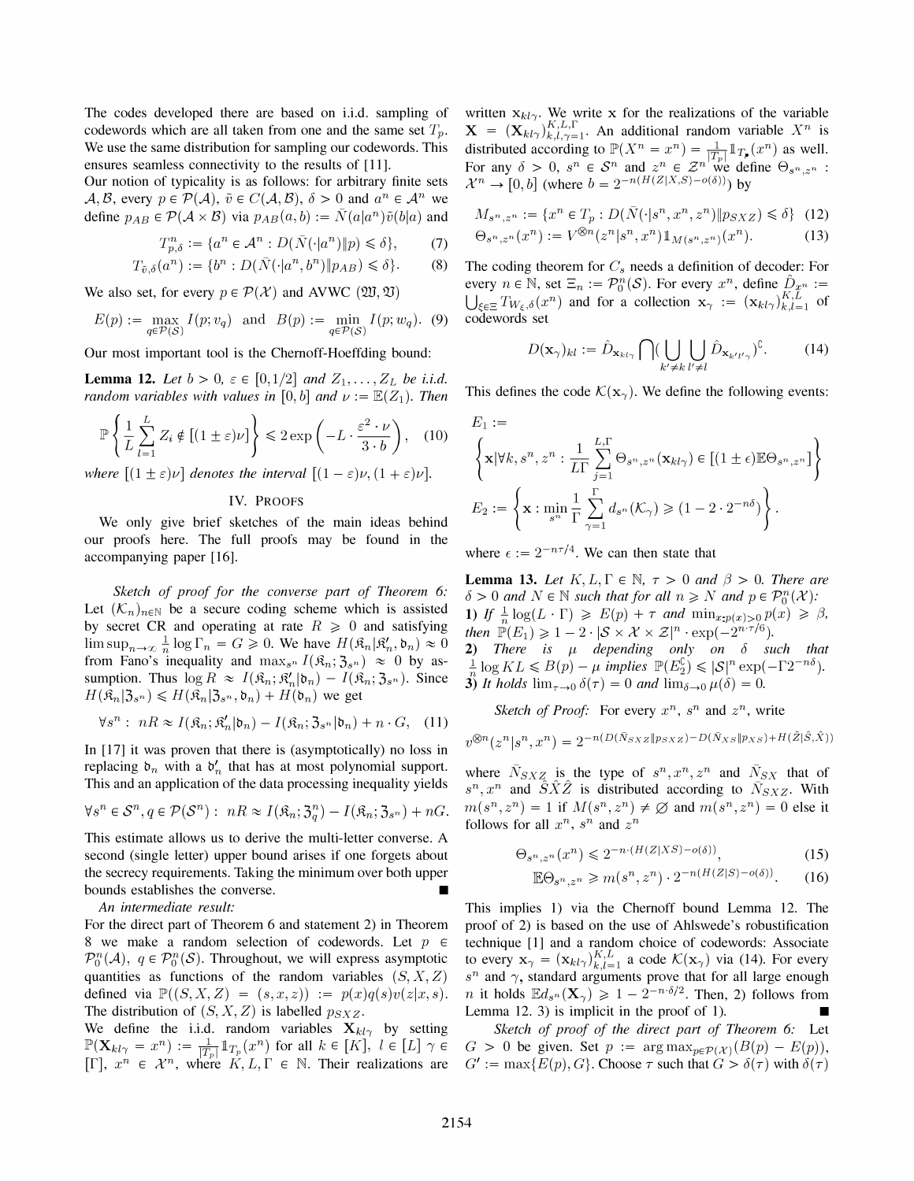The codes developed there are based on i.i.d. sampling of codewords which are all taken from one and the same set $T_p$. We use the same distribution for sampling our codewords. This ensures seamless connectivity to the results of [11].

Our notion of typicality is as follows: for arbitrary finite sets $\mathcal{A}, \mathcal{B}$, every $p \in \mathcal{P}(\mathcal{A})$, $\tilde{v} \in C(\mathcal{A}, \mathcal{B})$, $\delta > 0$ and $a^n \in \mathcal{A}^n$ we define $p_{AB} \in \mathcal{P}(\mathcal{A} \times \mathcal{B})$ via $p_{AB}(a,b) := \bar{N}(a|a^n)\tilde{v}(b|a)$ and

$$T^n_{p,\delta} := \{a^n \in \mathcal{A}^n : D(\bar{N}(\cdot|a^n)\|p) \leqslant \delta\}, \tag{7}$$

$$T_{\tilde{v},\delta}(a^n) := \{b^n : D(\bar{N}(\cdot|a^n, b^n)\|p_{AB}) \leqslant \delta\}. \tag{8}$$

We also set, for every $p \in \mathcal{P}(\mathcal{X})$ and AVWC $(\mathfrak{W}, \mathfrak{V})$

$$E(p) := \max_{q \in \mathcal{P}(\mathcal{S})} I(p; v_q) \quad \text{and} \quad B(p) := \min_{q \in \mathcal{P}(\mathcal{S})} I(p; w_q). \tag{9}$$

Our most important tool is the Chernoff-Hoeffding bound:

**Lemma 12.** *Let $b > 0$, $\varepsilon \in [0, 1/2]$ and $Z_1, \ldots, Z_L$ be i.i.d. random variables with values in $[0, b]$ and $\nu := \mathbb{E}(Z_1)$. Then*

$$\mathbb{P}\left\{\frac{1}{L}\sum_{l=1}^{L} Z_i \notin [(1 \pm \varepsilon)\nu]\right\} \leqslant 2\exp\left(-L \cdot \frac{\varepsilon^2 \cdot \nu}{3 \cdot b}\right), \tag{10}$$

*where $[(1 \pm \varepsilon)\nu]$ denotes the interval $[(1-\varepsilon)\nu, (1+\varepsilon)\nu]$.*

## IV. Proofs

We only give brief sketches of the main ideas behind our proofs here. The full proofs may be found in the accompanying paper [16].

*Sketch of proof for the converse part of Theorem 6:* Let $(\mathcal{K}_n)_{n \in \mathbb{N}}$ be a secure coding scheme which is assisted by secret CR and operating at rate $R \geqslant 0$ and satisfying $\limsup_{n \to \infty} \frac{1}{n} \log \Gamma_n = G \geqslant 0$. We have $H(\mathfrak{K}_n|\mathfrak{K}'_n, \mathfrak{d}_n) \approx 0$ from Fano's inequality and $\max_{s^n} I(\mathfrak{K}_n; \mathfrak{Z}_{s^n}) \approx 0$ by assumption. Thus $\log R \approx I(\mathfrak{K}_n; \mathfrak{K}'_n|\mathfrak{d}_n) - I(\mathfrak{K}_n; \mathfrak{Z}_{s^n})$. Since $H(\mathfrak{K}_n|\mathfrak{Z}_{s^n}) \leqslant H(\mathfrak{K}_n|\mathfrak{Z}_{s^n}, \mathfrak{d}_n) + H(\mathfrak{d}_n)$ we get

$$\forall s^n : \ nR \approx I(\mathfrak{K}_n; \mathfrak{K}'_n|\mathfrak{d}_n) - I(\mathfrak{K}_n; \mathfrak{Z}_{s^n}|\mathfrak{d}_n) + n \cdot G, \tag{11}$$

In [17] it was proven that there is (asymptotically) no loss in replacing $\mathfrak{d}_n$ with a $\mathfrak{d}'_n$ that has at most polynomial support. This and an application of the data processing inequality yields

$$\forall s^n \in \mathcal{S}^n, q \in \mathcal{P}(\mathcal{S}^n) : \ nR \approx I(\mathfrak{K}_n; \mathfrak{Z}^n_q) - I(\mathfrak{K}_n; \mathfrak{Z}_{s^n}) + nG.$$

This estimate allows us to derive the multi-letter converse. A second (single letter) upper bound arises if one forgets about the secrecy requirements. Taking the minimum over both upper bounds establishes the converse. ■

*An intermediate result:*

For the direct part of Theorem 6 and statement 2) in Theorem 8 we make a random selection of codewords. Let $p \in \mathcal{P}^n_0(\mathcal{A})$, $q \in \mathcal{P}^n_0(\mathcal{S})$. Throughout, we will express asymptotic quantities as functions of the random variables $(S, X, Z)$ defined via $\mathbb{P}((S, X, Z) = (s, x, z)) := p(x)q(s)v(z|x, s)$. The distribution of $(S, X, Z)$ is labelled $p_{SXZ}$.

We define the i.i.d. random variables $\mathbf{X}_{kl\gamma}$ by setting $\mathbb{P}(\mathbf{X}_{kl\gamma} = x^n) := \frac{1}{|T_p|}\mathbb{1}_{T_p}(x^n)$ for all $k \in [K]$, $l \in [L]$ $\gamma \in [\Gamma]$, $x^n \in \mathcal{X}^n$, where $K, L, \Gamma \in \mathbb{N}$. Their realizations are written $\mathbf{x}_{kl\gamma}$. We write $\mathbf{x}$ for the realizations of the variable $\mathbf{X} = (\mathbf{X}_{kl\gamma})^{K,L,\Gamma}_{k,l,\gamma=1}$. An additional random variable $X^n$ is distributed according to $\mathbb{P}(X^n = x^n) = \frac{1}{|T_p|}\mathbb{1}_{T_p}(x^n)$ as well. For any $\delta > 0$, $s^n \in \mathcal{S}^n$ and $z^n \in \mathcal{Z}^n$ we define $\Theta_{s^n, z^n} : \mathcal{X}^n \to [0, b]$ (where $b = 2^{-n(H(Z|X,S) - o(\delta))}$) by

$$M_{s^n, z^n} := \{x^n \in T_p : D(\bar{N}(\cdot|s^n, x^n, z^n)\|p_{SXZ}) \leqslant \delta\} \tag{12}$$

$$\Theta_{s^n, z^n}(x^n) := V^{\otimes n}(z^n|s^n, x^n)\mathbb{1}_{M(s^n, z^n)}(x^n). \tag{13}$$

The coding theorem for $C_s$ needs a definition of decoder: For every $n \in \mathbb{N}$, set $\Xi_n := \mathcal{P}^n_0(\mathcal{S})$. For every $x^n$, define $\hat{D}_{x^n} := \bigcup_{\xi \in \Xi} T_{W_\xi, \delta}(x^n)$ and for a collection $\mathbf{x}_\gamma := (\mathbf{x}_{kl\gamma})^{K,L}_{k,l=1}$ of codewords set

$$D(\mathbf{x}_\gamma)_{kl} := \hat{D}_{\mathbf{x}_{kl\gamma}} \bigcap \Big(\bigcup_{k' \neq k} \bigcup_{l' \neq l} \hat{D}_{\mathbf{x}_{k'l'\gamma}}\Big)^{\complement}. \tag{14}$$

This defines the code $\mathcal{K}(\mathbf{x}_\gamma)$. We define the following events:

$$E_1 := \left\{\mathbf{x} | \forall k, s^n, z^n : \frac{1}{L\Gamma}\sum_{j=1}^{L,\Gamma} \Theta_{s^n, z^n}(\mathbf{x}_{kl\gamma}) \in [(1 \pm \epsilon)\mathbb{E}\Theta_{s^n, z^n}]\right\}$$

$$E_2 := \left\{\mathbf{x} : \min_{s^n} \frac{1}{\Gamma}\sum_{\gamma=1}^{\Gamma} d_{s^n}(\mathcal{K}_\gamma) \geqslant (1 - 2 \cdot 2^{-n\delta})\right\}.$$

where $\epsilon := 2^{-n\tau/4}$. We can then state that

**Lemma 13.** *Let $K, L, \Gamma \in \mathbb{N}$, $\tau > 0$ and $\beta > 0$. There are $\delta > 0$ and $N \in \mathbb{N}$ such that for all $n \geqslant N$ and $p \in \mathcal{P}^n_0(\mathcal{X})$:*
**1)** *If $\frac{1}{n}\log(L \cdot \Gamma) \geqslant E(p) + \tau$ and $\min_{x: p(x) > 0} p(x) \geqslant \beta$, then $\mathbb{P}(E_1) \geqslant 1 - 2 \cdot |\mathcal{S} \times \mathcal{X} \times \mathcal{Z}|^n \cdot \exp(-2^{n \cdot \tau/6})$.*
**2)** *There is $\mu$ depending only on $\delta$ such that $\frac{1}{n}\log KL \leqslant B(p) - \mu$ implies $\mathbb{P}(E^{\complement}_2) \leqslant |\mathcal{S}|^n \exp(-\Gamma 2^{-n\delta})$.*
**3)** *It holds $\lim_{\tau \to 0} \delta(\tau) = 0$ and $\lim_{\delta \to 0} \mu(\delta) = 0$.*

*Sketch of Proof:* For every $x^n$, $s^n$ and $z^n$, write

$$v^{\otimes n}(z^n|s^n, x^n) = 2^{-n(D(\bar{N}_{SXZ}\|p_{SXZ}) - D(\bar{N}_{XS}\|p_{XS}) + H(\hat{Z}|\hat{S}, \hat{X}))}$$

where $\bar{N}_{SXZ}$ is the type of $s^n, x^n, z^n$ and $\bar{N}_{SX}$ that of $s^n, x^n$ and $\hat{S}\hat{X}\hat{Z}$ is distributed according to $\bar{N}_{SXZ}$. With $m(s^n, z^n) = 1$ if $M(s^n, z^n) \neq \emptyset$ and $m(s^n, z^n) = 0$ else it follows for all $x^n$, $s^n$ and $z^n$

$$\Theta_{s^n, z^n}(x^n) \leqslant 2^{-n \cdot (H(Z|XS) - o(\delta))}, \tag{15}$$

$$\mathbb{E}\Theta_{s^n, z^n} \geqslant m(s^n, z^n) \cdot 2^{-n(H(Z|S) - o(\delta))}. \tag{16}$$

This implies 1) via the Chernoff bound Lemma 12. The proof of 2) is based on the use of Ahlswede's robustification technique [1] and a random choice of codewords: Associate to every $\mathbf{x}_\gamma = (\mathbf{x}_{kl\gamma})^{K,L}_{k,l=1}$ a code $\mathcal{K}(\mathbf{x}_\gamma)$ via (14). For every $s^n$ and $\gamma$, standard arguments prove that for all large enough $n$ it holds $\mathbb{E}d_{s^n}(\mathbf{X}_\gamma) \geqslant 1 - 2^{-n \cdot \delta/2}$. Then, 2) follows from Lemma 12. 3) is implicit in the proof of 1). ■

*Sketch of proof of the direct part of Theorem 6:* Let $G > 0$ be given. Set $p := \arg\max_{p \in \mathcal{P}(\mathcal{X})}(B(p) - E(p))$, $G' := \max\{E(p), G\}$. Choose $\tau$ such that $G > \delta(\tau)$ with $\delta(\tau)$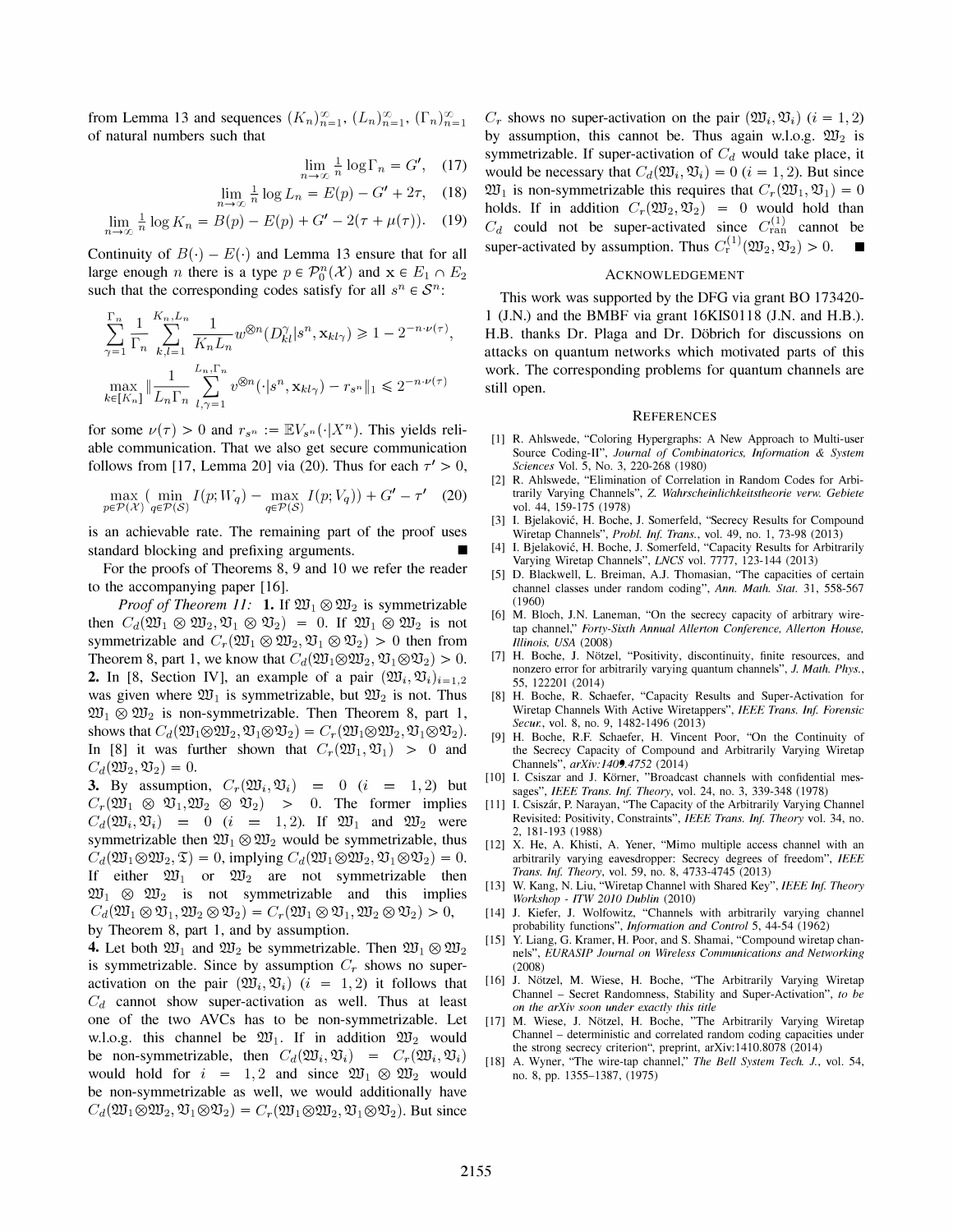from Lemma 13 and sequences $(K_n)_{n=1}^\infty$, $(L_n)_{n=1}^\infty$, $(\Gamma_n)_{n=1}^\infty$ of natural numbers such that

$$\lim_{n\to\infty} \tfrac{1}{n}\log \Gamma_n = G', \quad (17)$$

$$\lim_{n\to\infty} \tfrac{1}{n}\log L_n = E(p) - G' + 2\tau, \quad (18)$$

$$\lim_{n\to\infty} \tfrac{1}{n}\log K_n = B(p) - E(p) + G' - 2(\tau + \mu(\tau)). \quad (19)$$

Continuity of $B(\cdot) - E(\cdot)$ and Lemma 13 ensure that for all large enough $n$ there is a type $p \in \mathcal{P}_0^n(\mathcal{X})$ and $\mathbf{x} \in E_1 \cap E_2$ such that the corresponding codes satisfy for all $s^n \in \mathcal{S}^n$:

$$\sum_{\gamma=1}^{\Gamma_n} \frac{1}{\Gamma_n} \sum_{k,l=1}^{K_n,L_n} \frac{1}{K_n L_n} w^{\otimes n}(D_{kl}^\gamma | s^n, \mathbf{x}_{kl\gamma}) \geqslant 1 - 2^{-n\cdot\nu(\tau)},$$

$$\max_{k\in[K_n]} \Big\| \frac{1}{L_n \Gamma_n} \sum_{l,\gamma=1}^{L_n,\Gamma_n} v^{\otimes n}(\cdot | s^n, \mathbf{x}_{kl\gamma}) - r_{s^n} \Big\|_1 \leqslant 2^{-n\cdot\nu(\tau)}$$

for some $\nu(\tau) > 0$ and $r_{s^n} := \mathbb{E}V_{s^n}(\cdot|X^n)$. This yields reliable communication. That we also get secure communication follows from [17, Lemma 20] via (20). Thus for each $\tau' > 0$,

$$\max_{p\in\mathcal{P}(\mathcal{X})} \big( \min_{q\in\mathcal{P}(\mathcal{S})} I(p; W_q) - \max_{q\in\mathcal{P}(\mathcal{S})} I(p; V_q)\big) + G' - \tau' \quad (20)$$

is an achievable rate. The remaining part of the proof uses standard blocking and prefixing arguments. ■

For the proofs of Theorems 8, 9 and 10 we refer the reader to the accompanying paper [16].

*Proof of Theorem 11:* **1.** If $\mathfrak{W}_1 \otimes \mathfrak{W}_2$ is symmetrizable then $C_d(\mathfrak{W}_1 \otimes \mathfrak{W}_2, \mathfrak{V}_1 \otimes \mathfrak{V}_2) = 0$. If $\mathfrak{W}_1 \otimes \mathfrak{W}_2$ is not symmetrizable and $C_r(\mathfrak{W}_1 \otimes \mathfrak{W}_2, \mathfrak{V}_1 \otimes \mathfrak{V}_2) > 0$ then from Theorem 8, part 1, we know that $C_d(\mathfrak{W}_1 \otimes \mathfrak{W}_2, \mathfrak{V}_1 \otimes \mathfrak{V}_2) > 0$.
**2.** In [8, Section IV], an example of a pair $(\mathfrak{W}_i, \mathfrak{V}_i)_{i=1,2}$ was given where $\mathfrak{W}_1$ is symmetrizable, but $\mathfrak{W}_2$ is not. Thus $\mathfrak{W}_1 \otimes \mathfrak{W}_2$ is non-symmetrizable. Then Theorem 8, part 1, shows that $C_d(\mathfrak{W}_1 \otimes \mathfrak{W}_2, \mathfrak{V}_1 \otimes \mathfrak{V}_2) = C_r(\mathfrak{W}_1 \otimes \mathfrak{W}_2, \mathfrak{V}_1 \otimes \mathfrak{V}_2)$. In [8] it was further shown that $C_r(\mathfrak{W}_1, \mathfrak{V}_1) > 0$ and $C_d(\mathfrak{W}_2, \mathfrak{V}_2) = 0$.
**3.** By assumption, $C_r(\mathfrak{W}_i, \mathfrak{V}_i) = 0$ $(i = 1, 2)$ but $C_r(\mathfrak{W}_1 \otimes \mathfrak{V}_1, \mathfrak{W}_2 \otimes \mathfrak{V}_2) > 0$. The former implies $C_d(\mathfrak{W}_i, \mathfrak{V}_i) = 0$ $(i = 1, 2)$. If $\mathfrak{W}_1$ and $\mathfrak{W}_2$ were symmetrizable then $\mathfrak{W}_1 \otimes \mathfrak{W}_2$ would be symmetrizable, thus $C_d(\mathfrak{W}_1 \otimes \mathfrak{W}_2, \mathfrak{T}) = 0$, implying $C_d(\mathfrak{W}_1 \otimes \mathfrak{W}_2, \mathfrak{V}_1 \otimes \mathfrak{V}_2) = 0$. If either $\mathfrak{W}_1$ or $\mathfrak{W}_2$ are not symmetrizable then $\mathfrak{W}_1 \otimes \mathfrak{W}_2$ is not symmetrizable and this implies $C_d(\mathfrak{W}_1 \otimes \mathfrak{V}_1, \mathfrak{W}_2 \otimes \mathfrak{V}_2) = C_r(\mathfrak{W}_1 \otimes \mathfrak{V}_1, \mathfrak{W}_2 \otimes \mathfrak{V}_2) > 0$, by Theorem 8, part 1, and by assumption.
**4.** Let both $\mathfrak{W}_1$ and $\mathfrak{W}_2$ be symmetrizable. Then $\mathfrak{W}_1 \otimes \mathfrak{W}_2$ is symmetrizable. Since by assumption $C_r$ shows no super-activation on the pair $(\mathfrak{W}_i, \mathfrak{V}_i)$ $(i = 1, 2)$ it follows that $C_d$ cannot show super-activation as well. Thus at least one of the two AVCs has to be non-symmetrizable. Let w.l.o.g. this channel be $\mathfrak{W}_1$. If in addition $\mathfrak{W}_2$ would be non-symmetrizable, then $C_d(\mathfrak{W}_i, \mathfrak{V}_i) = C_r(\mathfrak{W}_i, \mathfrak{V}_i)$ would hold for $i = 1, 2$ and since $\mathfrak{W}_1 \otimes \mathfrak{W}_2$ would be non-symmetrizable as well, we would additionally have $C_d(\mathfrak{W}_1 \otimes \mathfrak{W}_2, \mathfrak{V}_1 \otimes \mathfrak{V}_2) = C_r(\mathfrak{W}_1 \otimes \mathfrak{W}_2, \mathfrak{V}_1 \otimes \mathfrak{V}_2)$. But since $C_r$ shows no super-activation on the pair $(\mathfrak{W}_i, \mathfrak{V}_i)$ $(i = 1, 2)$ by assumption, this cannot be. Thus again w.l.o.g. $\mathfrak{W}_2$ is symmetrizable. If super-activation of $C_d$ would take place, it would be necessary that $C_d(\mathfrak{W}_i, \mathfrak{V}_i) = 0$ $(i = 1, 2)$. But since $\mathfrak{W}_1$ is non-symmetrizable this requires that $C_r(\mathfrak{W}_1, \mathfrak{V}_1) = 0$ holds. If in addition $C_r(\mathfrak{W}_2, \mathfrak{V}_2) = 0$ would hold than $C_d$ could not be super-activated since $C_{\mathrm{ran}}^{(1)}$ cannot be super-activated by assumption. Thus $C_{\mathrm{r}}^{(1)}(\mathfrak{W}_2, \mathfrak{V}_2) > 0$. ■

## Acknowledgement

This work was supported by the DFG via grant BO 173420-1 (J.N.) and the BMBF via grant 16KIS0118 (J.N. and H.B.). H.B. thanks Dr. Plaga and Dr. Döbrich for discussions on attacks on quantum networks which motivated parts of this work. The corresponding problems for quantum channels are still open.

## References

[1] R. Ahlswede, "Coloring Hypergraphs: A New Approach to Multi-user Source Coding-II", *Journal of Combinatorics, Information & System Sciences* Vol. 5, No. 3, 220-268 (1980)

[2] R. Ahlswede, "Elimination of Correlation in Random Codes for Arbitrarily Varying Channels", *Z. Wahrscheinlichkeitstheorie verw. Gebiete* vol. 44, 159-175 (1978)

[3] I. Bjelaković, H. Boche, J. Somerfeld, "Secrecy Results for Compound Wiretap Channels", *Probl. Inf. Trans.*, vol. 49, no. 1, 73-98 (2013)

[4] I. Bjelaković, H. Boche, J. Somerfeld, "Capacity Results for Arbitrarily Varying Wiretap Channels", *LNCS* vol. 7777, 123-144 (2013)

[5] D. Blackwell, L. Breiman, A.J. Thomasian, "The capacities of certain channel classes under random coding", *Ann. Math. Stat.* 31, 558-567 (1960)

[6] M. Bloch, J.N. Laneman, "On the secrecy capacity of arbitrary wiretap channel," *Forty-Sixth Annual Allerton Conference, Allerton House, Illinois, USA* (2008)

[7] H. Boche, J. Nötzel, "Positivity, discontinuity, finite resources, and nonzero error for arbitrarily varying quantum channels", *J. Math. Phys.*, 55, 122201 (2014)

[8] H. Boche, R. Schaefer, "Capacity Results and Super-Activation for Wiretap Channels With Active Wiretappers", *IEEE Trans. Inf. Forensic Secur.*, vol. 8, no. 9, 1482-1496 (2013)

[9] H. Boche, R.F. Schaefer, H. Vincent Poor, "On the Continuity of the Secrecy Capacity of Compound and Arbitrarily Varying Wiretap Channels", *arXiv:1409.4752* (2014)

[10] I. Csiszar and J. Körner, "Broadcast channels with confidential messages", *IEEE Trans. Inf. Theory*, vol. 24, no. 3, 339-348 (1978)

[11] I. Csiszár, P. Narayan, "The Capacity of the Arbitrarily Varying Channel Revisited: Positivity, Constraints", *IEEE Trans. Inf. Theory* vol. 34, no. 2, 181-193 (1988)

[12] X. He, A. Khisti, A. Yener, "Mimo multiple access channel with an arbitrarily varying eavesdropper: Secrecy degrees of freedom", *IEEE Trans. Inf. Theory*, vol. 59, no. 8, 4733-4745 (2013)

[13] W. Kang, N. Liu, "Wiretap Channel with Shared Key", *IEEE Inf. Theory Workshop - ITW 2010 Dublin* (2010)

[14] J. Kiefer, J. Wolfowitz, "Channels with arbitrarily varying channel probability functions", *Information and Control* 5, 44-54 (1962)

[15] Y. Liang, G. Kramer, H. Poor, and S. Shamai, "Compound wiretap channels", *EURASIP Journal on Wireless Communications and Networking* (2008)

[16] J. Nötzel, M. Wiese, H. Boche, "The Arbitrarily Varying Wiretap Channel – Secret Randomness, Stability and Super-Activation", *to be on the arXiv soon under exactly this title*

[17] M. Wiese, J. Nötzel, H. Boche, "The Arbitrarily Varying Wiretap Channel – deterministic and correlated random coding capacities under the strong secrecy criterion", preprint, arXiv:1410.8078 (2014)

[18] A. Wyner, "The wire-tap channel," *The Bell System Tech. J.*, vol. 54, no. 8, pp. 1355–1387, (1975)